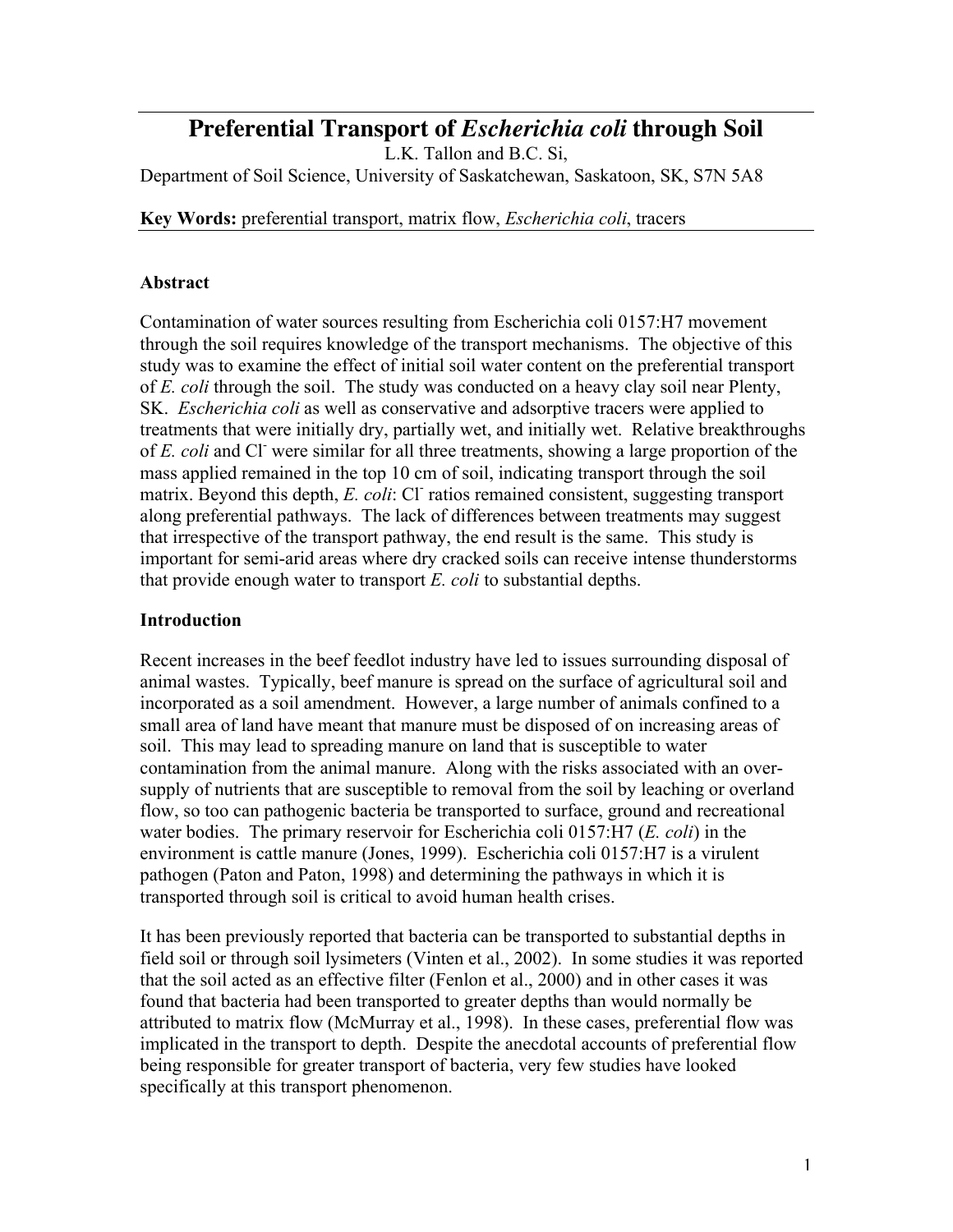# Preferential Transport of *Escherichia coli* through Soil

L.K. Tallon and B.C. Si,

Department of Soil Science, University of Saskatchewan, Saskatoon, SK, S7N 5A8

**Key Words:** preferential transport, matrix flow, *Escherichia coli*, tracers

## Abstract

Contamination of water sources resulting from Escherichia coli 0157:H7 movement through the soil requires knowledge of the transport mechanisms. The objective of this study was to examine the effect of initial soil water content on the preferential transport of *E. coli* through the soil. The study was conducted on a heavy clay soil near Plenty, SK. *Escherichia coli* as well as conservative and adsorptive tracers were applied to treatments that were initially dry, partially wet, and initially wet. Relative breakthroughs of *E. coli* and $Cl^-$ were similar for all three treatments, showing a large proportion of the mass applied remained in the top 10 cm of soil, indicating transport through the soil matrix. Beyond this depth, *E. coli*: $Cl^-$ ratios remained consistent, suggesting transport along preferential pathways. The lack of differences between treatments may suggest that irrespective of the transport pathway, the end result is the same. This study is important for semi-arid areas where dry cracked soils can receive intense thunderstorms that provide enough water to transport *E. coli* to substantial depths.

## Introduction

Recent increases in the beef feedlot industry have led to issues surrounding disposal of animal wastes. Typically, beef manure is spread on the surface of agricultural soil and incorporated as a soil amendment. However, a large number of animals confined to a small area of land have meant that manure must be disposed of on increasing areas of soil. This may lead to spreading manure on land that is susceptible to water contamination from the animal manure. Along with the risks associated with an over-supply of nutrients that are susceptible to removal from the soil by leaching or overland flow, so too can pathogenic bacteria be transported to surface, ground and recreational water bodies. The primary reservoir for Escherichia coli 0157:H7 (*E. coli*) in the environment is cattle manure (Jones, 1999). Escherichia coli 0157:H7 is a virulent pathogen (Paton and Paton, 1998) and determining the pathways in which it is transported through soil is critical to avoid human health crises.

It has been previously reported that bacteria can be transported to substantial depths in field soil or through soil lysimeters (Vinten et al., 2002). In some studies it was reported that the soil acted as an effective filter (Fenlon et al., 2000) and in other cases it was found that bacteria had been transported to greater depths than would normally be attributed to matrix flow (McMurray et al., 1998). In these cases, preferential flow was implicated in the transport to depth. Despite the anecdotal accounts of preferential flow being responsible for greater transport of bacteria, very few studies have looked specifically at this transport phenomenon.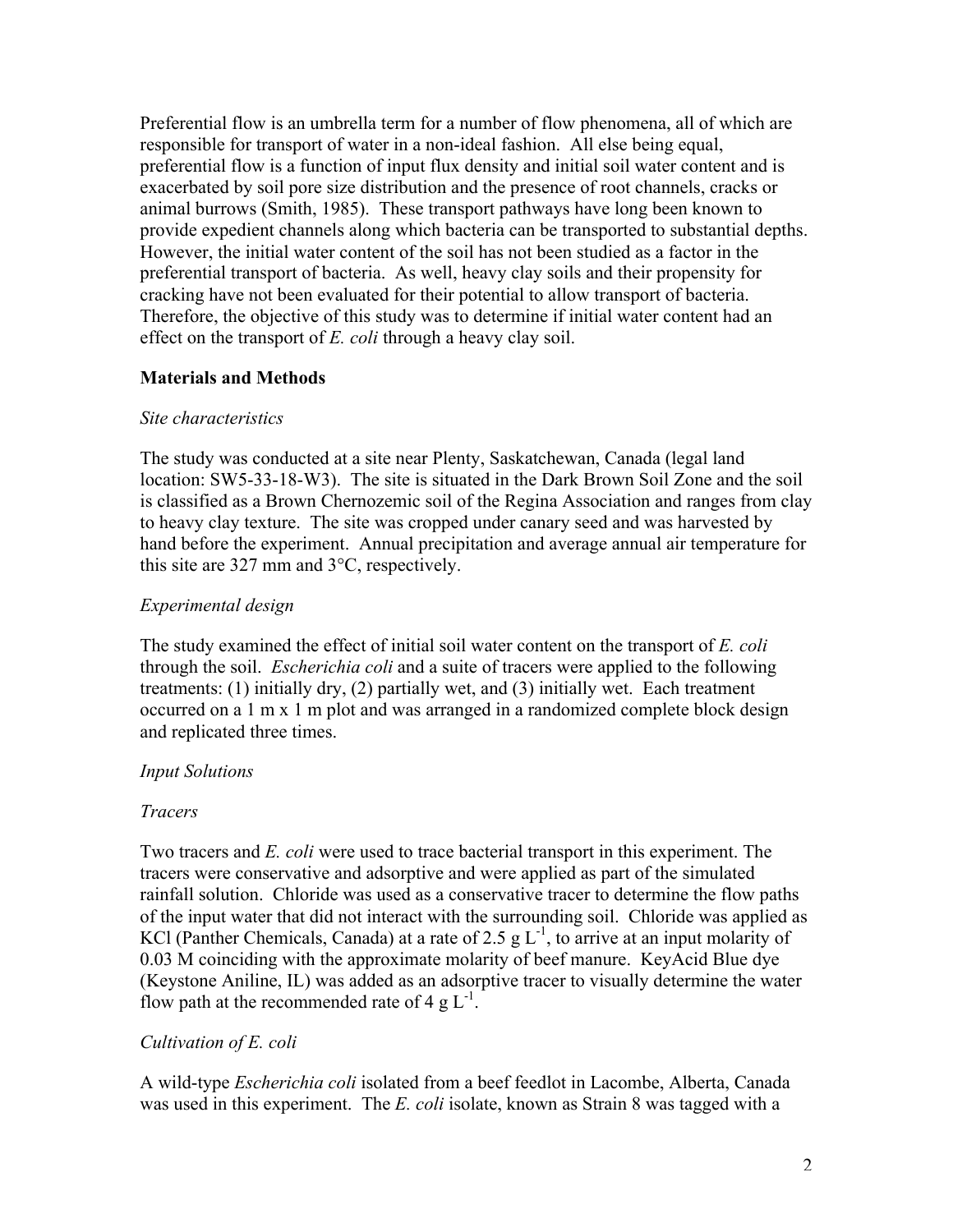Preferential flow is an umbrella term for a number of flow phenomena, all of which are responsible for transport of water in a non-ideal fashion. All else being equal, preferential flow is a function of input flux density and initial soil water content and is exacerbated by soil pore size distribution and the presence of root channels, cracks or animal burrows (Smith, 1985). These transport pathways have long been known to provide expedient channels along which bacteria can be transported to substantial depths. However, the initial water content of the soil has not been studied as a factor in the preferential transport of bacteria. As well, heavy clay soils and their propensity for cracking have not been evaluated for their potential to allow transport of bacteria. Therefore, the objective of this study was to determine if initial water content had an effect on the transport of *E. coli* through a heavy clay soil.

## Materials and Methods

### *Site characteristics*

The study was conducted at a site near Plenty, Saskatchewan, Canada (legal land location: SW5-33-18-W3). The site is situated in the Dark Brown Soil Zone and the soil is classified as a Brown Chernozemic soil of the Regina Association and ranges from clay to heavy clay texture. The site was cropped under canary seed and was harvested by hand before the experiment. Annual precipitation and average annual air temperature for this site are 327 mm and 3°C, respectively.

### *Experimental design*

The study examined the effect of initial soil water content on the transport of *E. coli* through the soil. *Escherichia coli* and a suite of tracers were applied to the following treatments: (1) initially dry, (2) partially wet, and (3) initially wet. Each treatment occurred on a 1 m x 1 m plot and was arranged in a randomized complete block design and replicated three times.

### *Input Solutions*

### *Tracers*

Two tracers and *E. coli* were used to trace bacterial transport in this experiment. The tracers were conservative and adsorptive and were applied as part of the simulated rainfall solution. Chloride was used as a conservative tracer to determine the flow paths of the input water that did not interact with the surrounding soil. Chloride was applied as KCl (Panther Chemicals, Canada) at a rate of 2.5 g $L^{-1}$, to arrive at an input molarity of 0.03 M coinciding with the approximate molarity of beef manure. KeyAcid Blue dye (Keystone Aniline, IL) was added as an adsorptive tracer to visually determine the water flow path at the recommended rate of 4 g $L^{-1}$.

### *Cultivation of E. coli*

A wild-type *Escherichia coli* isolated from a beef feedlot in Lacombe, Alberta, Canada was used in this experiment. The *E. coli* isolate, known as Strain 8 was tagged with a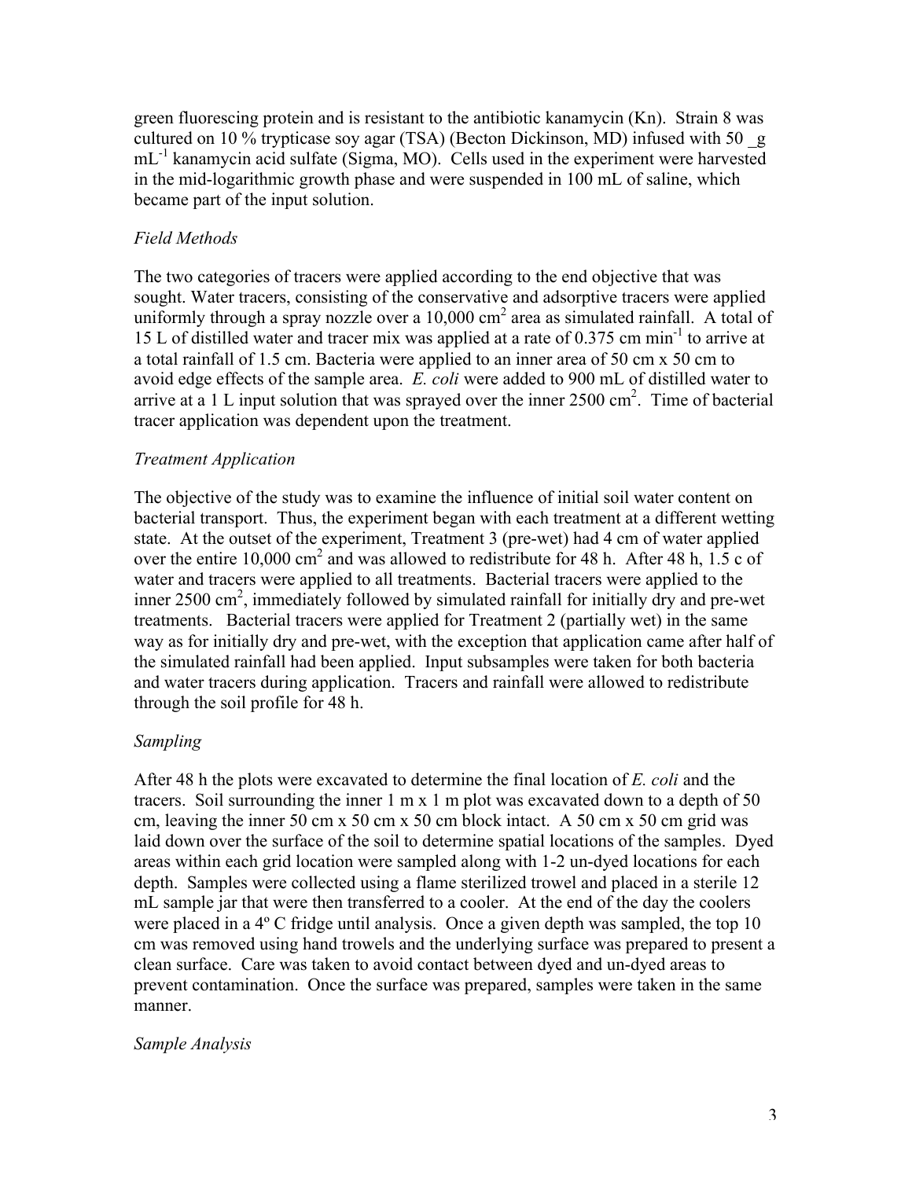green fluorescing protein and is resistant to the antibiotic kanamycin (Kn). Strain 8 was cultured on 10 % trypticase soy agar (TSA) (Becton Dickinson, MD) infused with 50 _g $mL^{-1}$ kanamycin acid sulfate (Sigma, MO). Cells used in the experiment were harvested in the mid-logarithmic growth phase and were suspended in 100 mL of saline, which became part of the input solution.

*Field Methods*

The two categories of tracers were applied according to the end objective that was sought. Water tracers, consisting of the conservative and adsorptive tracers were applied uniformly through a spray nozzle over a 10,000 $cm^2$ area as simulated rainfall. A total of 15 L of distilled water and tracer mix was applied at a rate of 0.375 cm $min^{-1}$ to arrive at a total rainfall of 1.5 cm. Bacteria were applied to an inner area of 50 cm x 50 cm to avoid edge effects of the sample area. *E. coli* were added to 900 mL of distilled water to arrive at a 1 L input solution that was sprayed over the inner 2500 $cm^2$. Time of bacterial tracer application was dependent upon the treatment.

*Treatment Application*

The objective of the study was to examine the influence of initial soil water content on bacterial transport. Thus, the experiment began with each treatment at a different wetting state. At the outset of the experiment, Treatment 3 (pre-wet) had 4 cm of water applied over the entire 10,000 $cm^2$ and was allowed to redistribute for 48 h. After 48 h, 1.5 c of water and tracers were applied to all treatments. Bacterial tracers were applied to the inner 2500 $cm^2$, immediately followed by simulated rainfall for initially dry and pre-wet treatments. Bacterial tracers were applied for Treatment 2 (partially wet) in the same way as for initially dry and pre-wet, with the exception that application came after half of the simulated rainfall had been applied. Input subsamples were taken for both bacteria and water tracers during application. Tracers and rainfall were allowed to redistribute through the soil profile for 48 h.

*Sampling*

After 48 h the plots were excavated to determine the final location of *E. coli* and the tracers. Soil surrounding the inner 1 m x 1 m plot was excavated down to a depth of 50 cm, leaving the inner 50 cm x 50 cm x 50 cm block intact. A 50 cm x 50 cm grid was laid down over the surface of the soil to determine spatial locations of the samples. Dyed areas within each grid location were sampled along with 1-2 un-dyed locations for each depth. Samples were collected using a flame sterilized trowel and placed in a sterile 12 mL sample jar that were then transferred to a cooler. At the end of the day the coolers were placed in a 4º C fridge until analysis. Once a given depth was sampled, the top 10 cm was removed using hand trowels and the underlying surface was prepared to present a clean surface. Care was taken to avoid contact between dyed and un-dyed areas to prevent contamination. Once the surface was prepared, samples were taken in the same manner.

*Sample Analysis*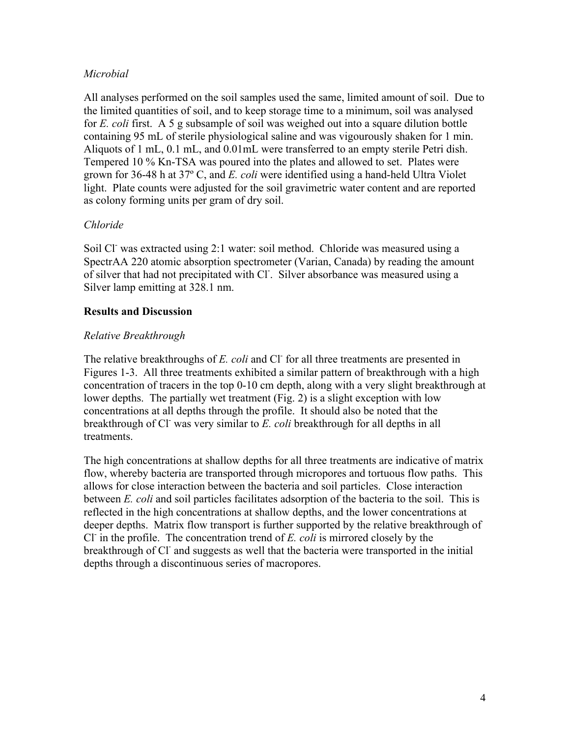*Microbial*

All analyses performed on the soil samples used the same, limited amount of soil. Due to the limited quantities of soil, and to keep storage time to a minimum, soil was analysed for *E. coli* first. A 5 g subsample of soil was weighed out into a square dilution bottle containing 95 mL of sterile physiological saline and was vigourously shaken for 1 min. Aliquots of 1 mL, 0.1 mL, and 0.01mL were transferred to an empty sterile Petri dish. Tempered 10 % Kn-TSA was poured into the plates and allowed to set. Plates were grown for 36-48 h at 37º C, and *E. coli* were identified using a hand-held Ultra Violet light. Plate counts were adjusted for the soil gravimetric water content and are reported as colony forming units per gram of dry soil.

*Chloride*

Soil $Cl^-$ was extracted using 2:1 water: soil method. Chloride was measured using a SpectrAA 220 atomic absorption spectrometer (Varian, Canada) by reading the amount of silver that had not precipitated with $Cl^-$. Silver absorbance was measured using a Silver lamp emitting at 328.1 nm.

**Results and Discussion**

*Relative Breakthrough*

The relative breakthroughs of *E. coli* and $Cl^-$ for all three treatments are presented in Figures 1-3. All three treatments exhibited a similar pattern of breakthrough with a high concentration of tracers in the top 0-10 cm depth, along with a very slight breakthrough at lower depths. The partially wet treatment (Fig. 2) is a slight exception with low concentrations at all depths through the profile. It should also be noted that the breakthrough of $Cl^-$ was very similar to *E. coli* breakthrough for all depths in all treatments.

The high concentrations at shallow depths for all three treatments are indicative of matrix flow, whereby bacteria are transported through micropores and tortuous flow paths. This allows for close interaction between the bacteria and soil particles. Close interaction between *E. coli* and soil particles facilitates adsorption of the bacteria to the soil. This is reflected in the high concentrations at shallow depths, and the lower concentrations at deeper depths. Matrix flow transport is further supported by the relative breakthrough of $Cl^-$ in the profile. The concentration trend of *E. coli* is mirrored closely by the breakthrough of $Cl^-$ and suggests as well that the bacteria were transported in the initial depths through a discontinuous series of macropores.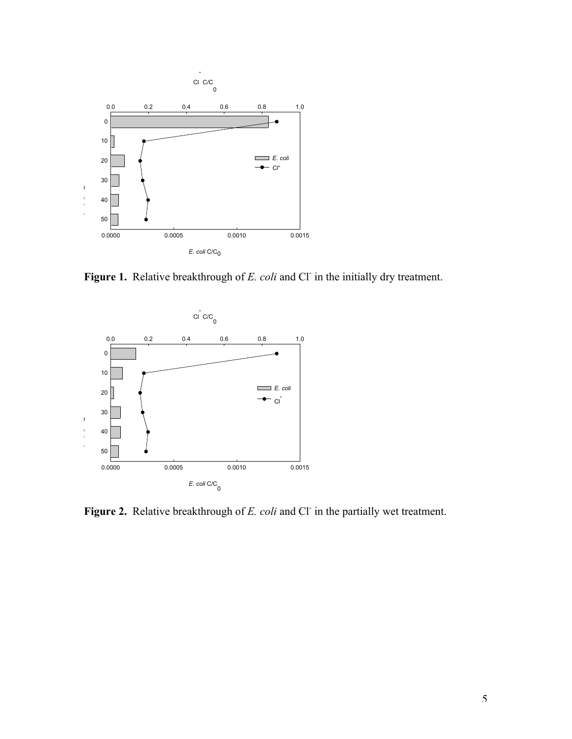Figure 1. Relative breakthrough of *E. coli* and $Cl^-$ in the initially dry treatment.

Figure 2. Relative breakthrough of *E. coli* and $Cl^-$ in the partially wet treatment.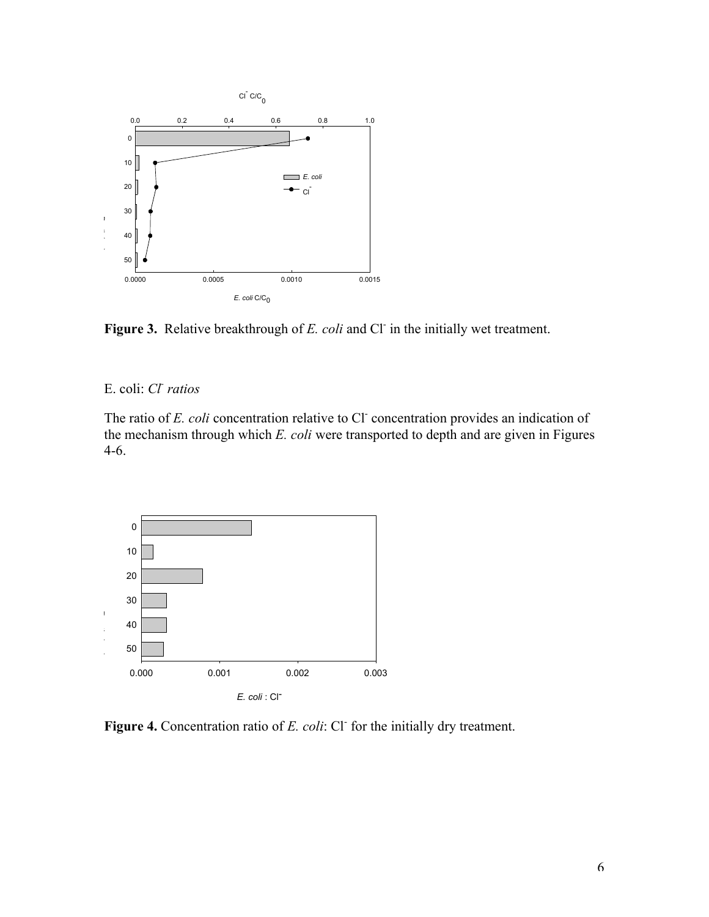**Figure 3.** Relative breakthrough of *E. coli* and $Cl^-$ in the initially wet treatment.

E. coli: *$Cl^-$ ratios*

The ratio of *E. coli* concentration relative to $Cl^-$ concentration provides an indication of the mechanism through which *E. coli* were transported to depth and are given in Figures 4-6.

**Figure 4.** Concentration ratio of *E. coli*: $Cl^-$ for the initially dry treatment.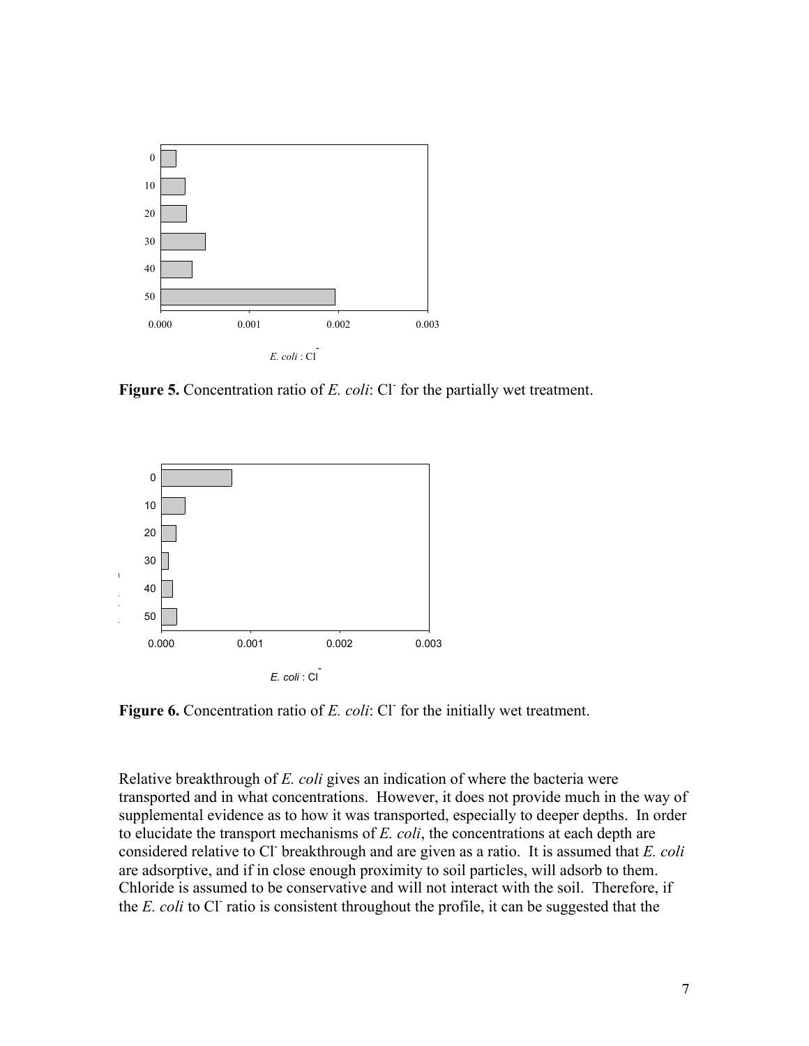**Figure 5.** Concentration ratio of *E. coli*: $Cl^-$ for the partially wet treatment.

**Figure 6.** Concentration ratio of *E. coli*: $Cl^-$ for the initially wet treatment.

Relative breakthrough of *E. coli* gives an indication of where the bacteria were transported and in what concentrations. However, it does not provide much in the way of supplemental evidence as to how it was transported, especially to deeper depths. In order to elucidate the transport mechanisms of *E. coli*, the concentrations at each depth are considered relative to $Cl^-$ breakthrough and are given as a ratio. It is assumed that *E. coli* are adsorptive, and if in close enough proximity to soil particles, will adsorb to them. Chloride is assumed to be conservative and will not interact with the soil. Therefore, if the *E. coli* to $Cl^-$ ratio is consistent throughout the profile, it can be suggested that the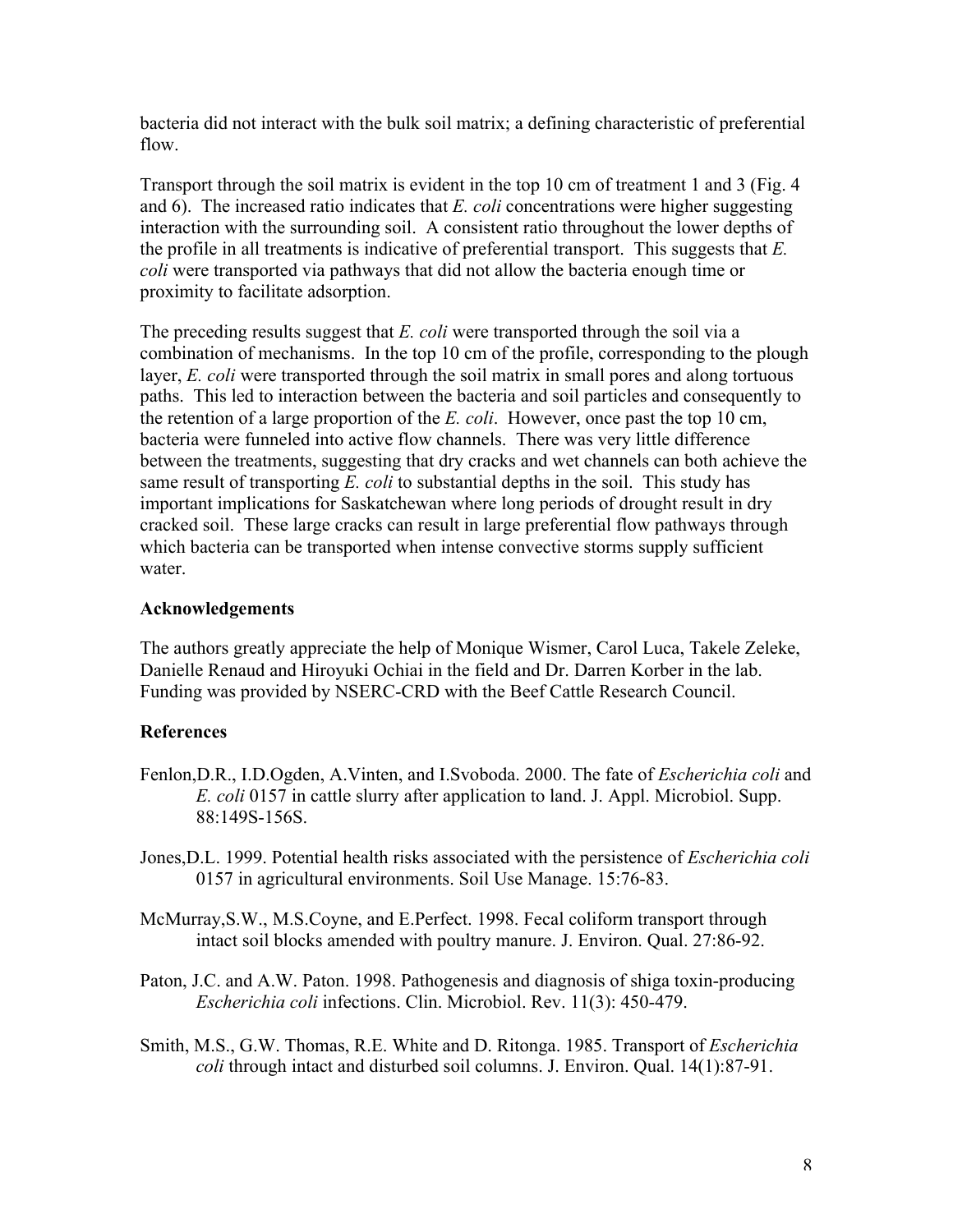bacteria did not interact with the bulk soil matrix; a defining characteristic of preferential flow.

Transport through the soil matrix is evident in the top 10 cm of treatment 1 and 3 (Fig. 4 and 6). The increased ratio indicates that *E. coli* concentrations were higher suggesting interaction with the surrounding soil. A consistent ratio throughout the lower depths of the profile in all treatments is indicative of preferential transport. This suggests that *E. coli* were transported via pathways that did not allow the bacteria enough time or proximity to facilitate adsorption.

The preceding results suggest that *E. coli* were transported through the soil via a combination of mechanisms. In the top 10 cm of the profile, corresponding to the plough layer, *E. coli* were transported through the soil matrix in small pores and along tortuous paths. This led to interaction between the bacteria and soil particles and consequently to the retention of a large proportion of the *E. coli*. However, once past the top 10 cm, bacteria were funneled into active flow channels. There was very little difference between the treatments, suggesting that dry cracks and wet channels can both achieve the same result of transporting *E. coli* to substantial depths in the soil. This study has important implications for Saskatchewan where long periods of drought result in dry cracked soil. These large cracks can result in large preferential flow pathways through which bacteria can be transported when intense convective storms supply sufficient water.

**Acknowledgements**

The authors greatly appreciate the help of Monique Wismer, Carol Luca, Takele Zeleke, Danielle Renaud and Hiroyuki Ochiai in the field and Dr. Darren Korber in the lab. Funding was provided by NSERC-CRD with the Beef Cattle Research Council.

**References**

Fenlon,D.R., I.D.Ogden, A.Vinten, and I.Svoboda. 2000. The fate of *Escherichia coli* and *E. coli* 0157 in cattle slurry after application to land. J. Appl. Microbiol. Supp. 88:149S-156S.

Jones,D.L. 1999. Potential health risks associated with the persistence of *Escherichia coli* 0157 in agricultural environments. Soil Use Manage. 15:76-83.

McMurray,S.W., M.S.Coyne, and E.Perfect. 1998. Fecal coliform transport through intact soil blocks amended with poultry manure. J. Environ. Qual. 27:86-92.

Paton, J.C. and A.W. Paton. 1998. Pathogenesis and diagnosis of shiga toxin-producing *Escherichia coli* infections. Clin. Microbiol. Rev. 11(3): 450-479.

Smith, M.S., G.W. Thomas, R.E. White and D. Ritonga. 1985. Transport of *Escherichia coli* through intact and disturbed soil columns. J. Environ. Qual. 14(1):87-91.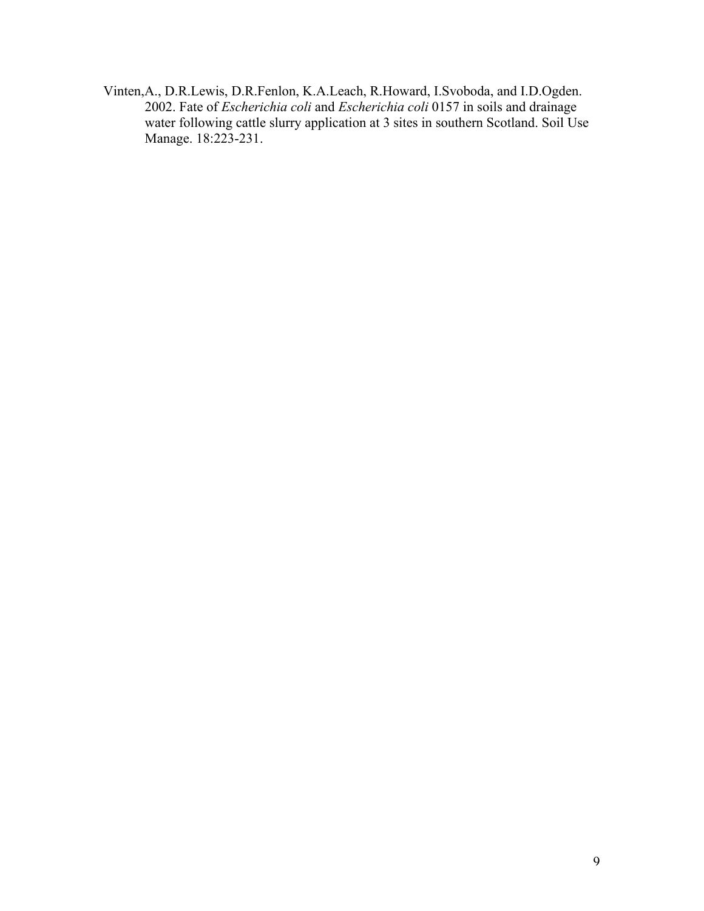Vinten,A., D.R.Lewis, D.R.Fenlon, K.A.Leach, R.Howard, I.Svoboda, and I.D.Ogden. 2002. Fate of *Escherichia coli* and *Escherichia coli* 0157 in soils and drainage water following cattle slurry application at 3 sites in southern Scotland. Soil Use Manage. 18:223-231.